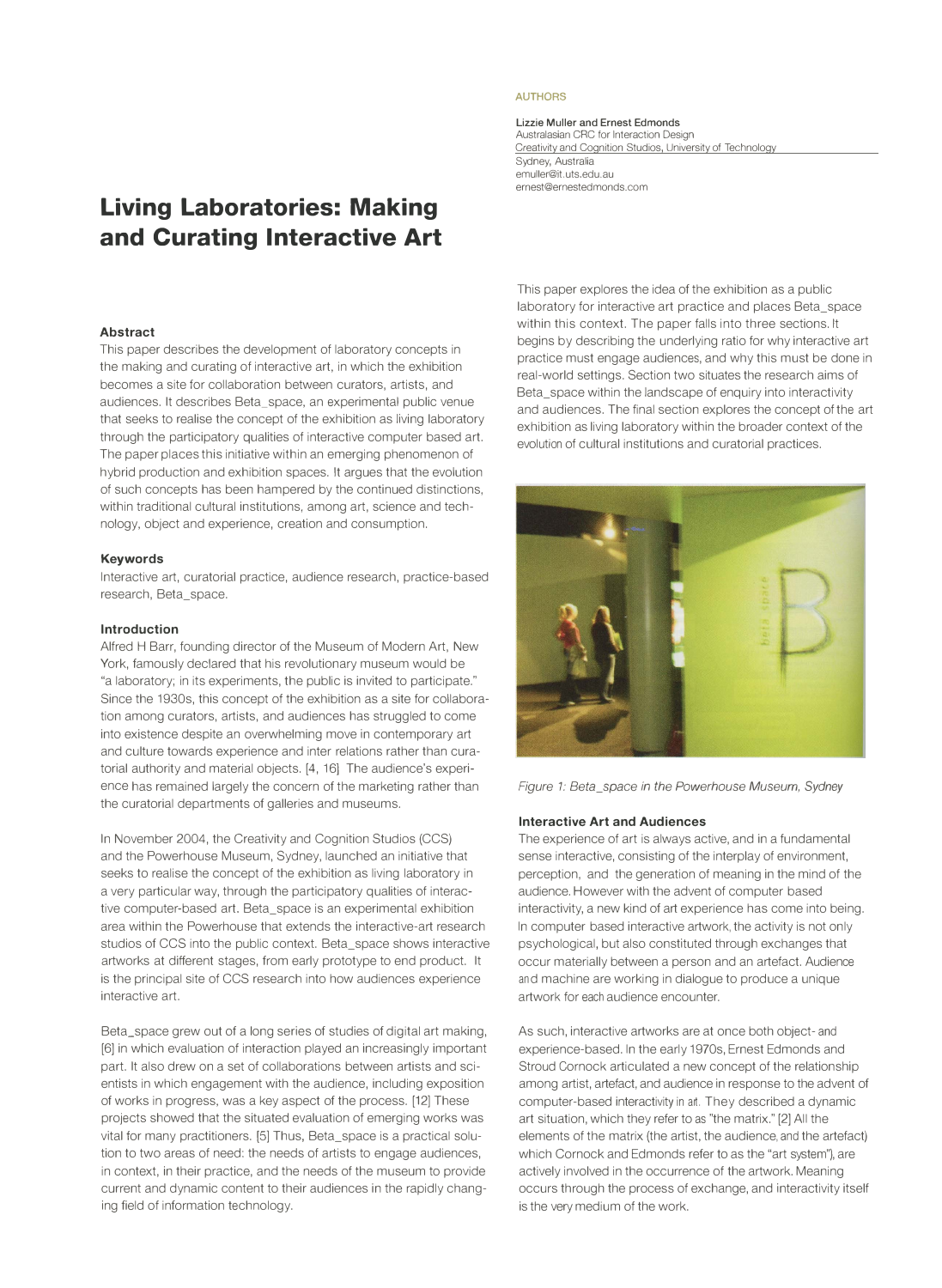# Living Laboratories: Making and Curating Interactive Art

AUTHORS

**Lizzie Muller and Ernest Edmonds**
Australasian CRC for Interaction Design
Creativity and Cognition Studios, University of Technology
Sydney, Australia
emuller@it.uts.edu.au
ernest@ernestedmonds.com

### Abstract

This paper describes the development of laboratory concepts in the making and curating of interactive art, in which the exhibition becomes a site for collaboration between curators, artists, and audiences. It describes Beta_space, an experimental public venue that seeks to realise the concept of the exhibition as living laboratory through the participatory qualities of interactive computer based art. The paper places this initiative within an emerging phenomenon of hybrid production and exhibition spaces. It argues that the evolution of such concepts has been hampered by the continued distinctions, within traditional cultural institutions, among art, science and technology, object and experience, creation and consumption.

### Keywords

Interactive art, curatorial practice, audience research, practice-based research, Beta_space.

### Introduction

Alfred H Barr, founding director of the Museum of Modern Art, New York, famously declared that his revolutionary museum would be "a laboratory; in its experiments, the public is invited to participate." Since the 1930s, this concept of the exhibition as a site for collaboration among curators, artists, and audiences has struggled to come into existence despite an overwhelming move in contemporary art and culture towards experience and inter relations rather than curatorial authority and material objects. [4, 16] The audience's experience has remained largely the concern of the marketing rather than the curatorial departments of galleries and museums.

In November 2004, the Creativity and Cognition Studios (CCS) and the Powerhouse Museum, Sydney, launched an initiative that seeks to realise the concept of the exhibition as living laboratory in a very particular way, through the participatory qualities of interactive computer-based art. Beta_space is an experimental exhibition area within the Powerhouse that extends the interactive-art research studios of CCS into the public context. Beta_space shows interactive artworks at different stages, from early prototype to end product. It is the principal site of CCS research into how audiences experience interactive art.

Beta_space grew out of a long series of studies of digital art making, [6] in which evaluation of interaction played an increasingly important part. It also drew on a set of collaborations between artists and scientists in which engagement with the audience, including exposition of works in progress, was a key aspect of the process. [12] These projects showed that the situated evaluation of emerging works was vital for many practitioners. [5] Thus, Beta_space is a practical solution to two areas of need: the needs of artists to engage audiences, in context, in their practice, and the needs of the museum to provide current and dynamic content to their audiences in the rapidly changing field of information technology.

This paper explores the idea of the exhibition as a public laboratory for interactive art practice and places Beta_space within this context. The paper falls into three sections. It begins by describing the underlying ratio for why interactive art practice must engage audiences, and why this must be done in real-world settings. Section two situates the research aims of Beta_space within the landscape of enquiry into interactivity and audiences. The final section explores the concept of the art exhibition as living laboratory within the broader context of the evolution of cultural institutions and curatorial practices.

*Figure 1: Beta_space in the Powerhouse Museum, Sydney*

### Interactive Art and Audiences

The experience of art is always active, and in a fundamental sense interactive, consisting of the interplay of environment, perception, and the generation of meaning in the mind of the audience. However with the advent of computer based interactivity, a new kind of art experience has come into being. In computer based interactive artwork, the activity is not only psychological, but also constituted through exchanges that occur materially between a person and an artefact. Audience and machine are working in dialogue to produce a unique artwork for each audience encounter.

As such, interactive artworks are at once both object- and experience-based. In the early 1970s, Ernest Edmonds and Stroud Cornock articulated a new concept of the relationship among artist, artefact, and audience in response to the advent of computer-based interactivity in art. They described a dynamic art situation, which they refer to as "the matrix." [2] All the elements of the matrix (the artist, the audience, and the artefact) which Cornock and Edmonds refer to as the "art system"), are actively involved in the occurrence of the artwork. Meaning occurs through the process of exchange, and interactivity itself is the very medium of the work.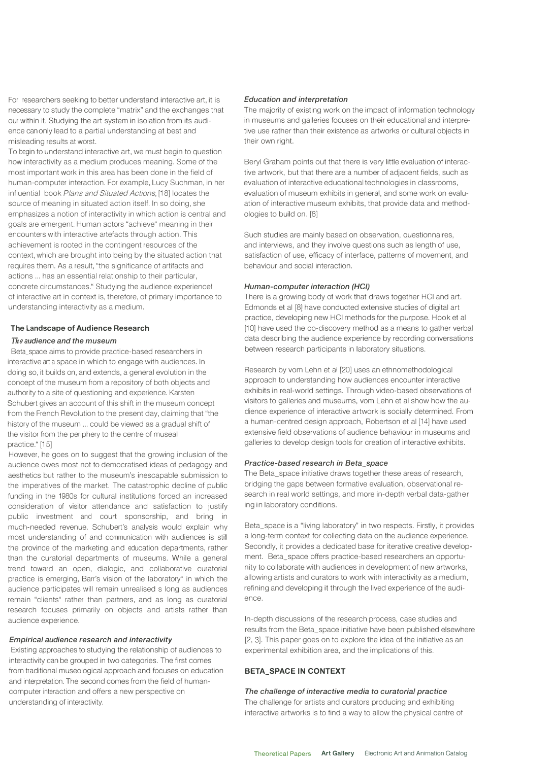For researchers seeking to better understand interactive art, it is necessary to study the complete "matrix" and the exchanges that our within it. Studying the art system in isolation from its audience can only lead to a partial understanding at best and misleading results at worst.

To begin to understand interactive art, we must begin to question how interactivity as a medium produces meaning. Some of the most important work in this area has been done in the field of human-computer interaction. For example, Lucy Suchman, in her influential book *Plans and Situated Actions*, [18] locates the source of meaning in situated action itself. In so doing, she emphasizes a notion of interactivity in which action is central and goals are emergent. Human actors "achieve" meaning in their encounters with interactive artefacts through action. This achievement is rooted in the contingent resources of the context, which are brought into being by the situated action that requires them. As a result, "the significance of artifacts and actions ... has an essential relationship to their particular, concrete circumstances." Studying the audience experiencef of interactive art in context is, therefore, of primary importance to understanding interactivity as a medium.

## The Landscape of Audience Research

### *The audience and the museum*

Beta_space aims to provide practice-based researchers in interactive art a space in which to engage with audiences. In doing so, it builds on, and extends, a general evolution in the concept of the museum from a repository of both objects and authority to a site of questioning and experience. Karsten Schubert gives an account of this shift in the museum concept from the French Revolution to the present day, claiming that "the history of the museum ... could be viewed as a gradual shift of the visitor from the periphery to the centre of museal practice." [15]

However, he goes on to suggest that the growing inclusion of the audience owes most not to democratised ideas of pedagogy and aesthetics but rather to the museum's inescapable submission to the imperatives of the market. The catastrophic decline of public funding in the 1980s for cultural institutions forced an increased consideration of visitor attendance and satisfaction to justify public investment and court sponsorship, and bring in much-needed revenue. Schubert's analysis would explain why most understanding of and communication with audiences is still the province of the marketing and education departments, rather than the curatorial departments of museums. While a general trend toward an open, dialogic, and collaborative curatorial practice is emerging, Barr's vision of the laboratory" in which the audience participates will remain unrealised s long as audiences remain "clients" rather than partners, and as long as curatorial research focuses primarily on objects and artists rather than audience experience.

### *Empirical audience research and interactivity*

Existing approaches to studying the relationship of audiences to interactivity can be grouped in two categories. The first comes from traditional museological approach and focuses on education and interpretation. The second comes from the field of human-computer interaction and offers a new perspective on understanding of interactivity.

### *Education and interpretation*

The majority of existing work on the impact of information technology in museums and galleries focuses on their educational and interpretive use rather than their existence as artworks or cultural objects in their own right.

Beryl Graham points out that there is very little evaluation of interactive artwork, but that there are a number of adjacent fields, such as evaluation of interactive educational technologies in classrooms, evaluation of museum exhibits in general, and some work on evaluation of interactive museum exhibits, that provide data and methodologies to build on. [8]

Such studies are mainly based on observation, questionnaires, and interviews, and they involve questions such as length of use, satisfaction of use, efficacy of interface, patterns of movement, and behaviour and social interaction.

### *Human-computer interaction (HCI)*

There is a growing body of work that draws together HCI and art. Edmonds et al [8] have conducted extensive studies of digital art practice, developing new HCI methods for the purpose. Hook et al [10] have used the co-discovery method as a means to gather verbal data describing the audience experience by recording conversations between research participants in laboratory situations.

Research by vom Lehn et al [20] uses an ethnomethodological approach to understanding how audiences encounter interactive exhibits in real-world settings. Through video-based observations of visitors to galleries and museums, vom Lehn et al show how the audience experience of interactive artwork is socially determined. From a human-centred design approach, Robertson et al [14] have used extensive field observations of audience behaviour in museums and galleries to develop design tools for creation of interactive exhibits.

### *Practice-based research in Beta_space*

The Beta_space initiative draws together these areas of research, bridging the gaps between formative evaluation, observational research in real world settings, and more in-depth verbal data-gathering in laboratory conditions.

Beta_space is a "living laboratory" in two respects. Firstly, it provides a long-term context for collecting data on the audience experience. Secondly, it provides a dedicated base for iterative creative development. Beta_space offers practice-based researchers an opportunity to collaborate with audiences in development of new artworks, allowing artists and curators to work with interactivity as a medium, refining and developing it through the lived experience of the audience.

In-depth discussions of the research process, case studies and results from the Beta_space initiative have been published elsewhere [2, 3]. This paper goes on to explore the idea of the initiative as an experimental exhibition area, and the implications of this.

## BETA_SPACE IN CONTEXT

### *The challenge of interactive media to curatorial practice*

The challenge for artists and curators producing and exhibiting interactive artworks is to find a way to allow the physical centre of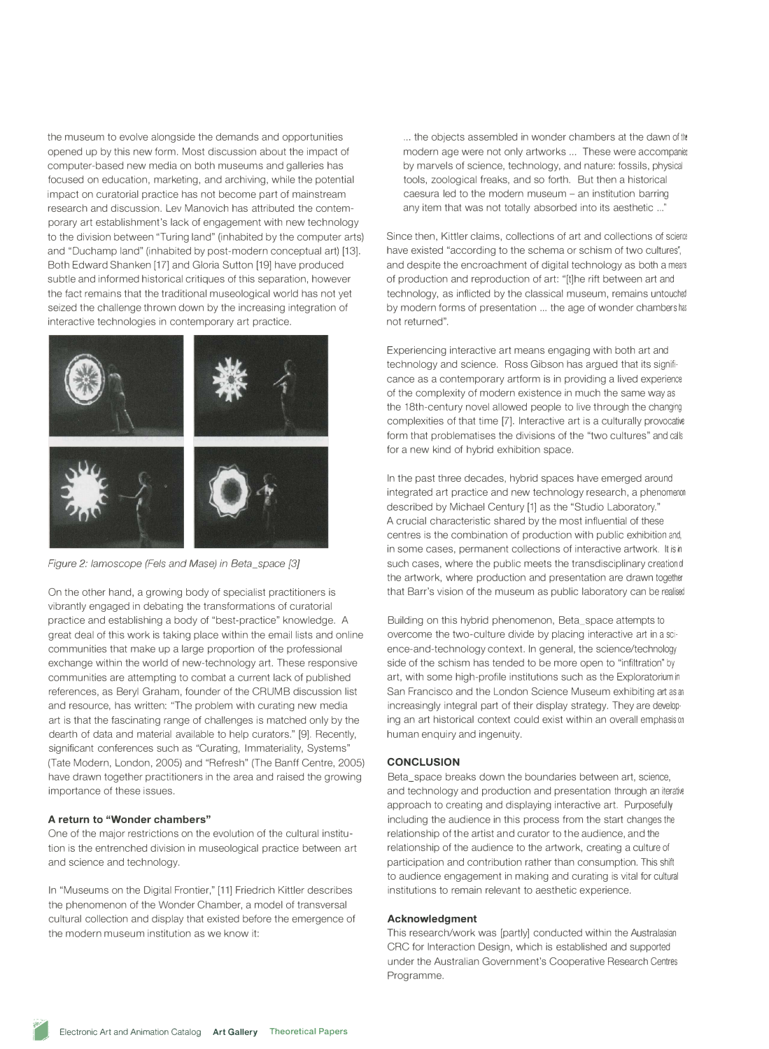the museum to evolve alongside the demands and opportunities opened up by this new form. Most discussion about the impact of computer-based new media on both museums and galleries has focused on education, marketing, and archiving, while the potential impact on curatorial practice has not become part of mainstream research and discussion. Lev Manovich has attributed the contemporary art establishment's lack of engagement with new technology to the division between "Turing land" (inhabited by the computer arts) and "Duchamp land" (inhabited by post-modern conceptual art) [13]. Both Edward Shanken [17] and Gloria Sutton [19] have produced subtle and informed historical critiques of this separation, however the fact remains that the traditional museological world has not yet seized the challenge thrown down by the increasing integration of interactive technologies in contemporary art practice.

*Figure 2: Iamoscope (Fels and Mase) in Beta_space [3]*

On the other hand, a growing body of specialist practitioners is vibrantly engaged in debating the transformations of curatorial practice and establishing a body of "best-practice" knowledge. A great deal of this work is taking place within the email lists and online communities that make up a large proportion of the professional exchange within the world of new-technology art. These responsive communities are attempting to combat a current lack of published references, as Beryl Graham, founder of the CRUMB discussion list and resource, has written: "The problem with curating new media art is that the fascinating range of challenges is matched only by the dearth of data and material available to help curators." [9]. Recently, significant conferences such as "Curating, Immateriality, Systems" (Tate Modern, London, 2005) and "Refresh" (The Banff Centre, 2005) have drawn together practitioners in the area and raised the growing importance of these issues.

### A return to "Wonder chambers"

One of the major restrictions on the evolution of the cultural institution is the entrenched division in museological practice between art and science and technology.

In "Museums on the Digital Frontier," [11] Friedrich Kittler describes the phenomenon of the Wonder Chamber, a model of transversal cultural collection and display that existed before the emergence of the modern museum institution as we know it:

> ... the objects assembled in wonder chambers at the dawn of the modern age were not only artworks ... These were accompanied by marvels of science, technology, and nature: fossils, physical tools, zoological freaks, and so forth. But then a historical caesura led to the modern museum – an institution barring any item that was not totally absorbed into its aesthetic ..."

Since then, Kittler claims, collections of art and collections of science have existed "according to the schema or schism of two cultures", and despite the encroachment of digital technology as both a means of production and reproduction of art: "[t]he rift between art and technology, as inflicted by the classical museum, remains untouched by modern forms of presentation ... the age of wonder chambers has not returned".

Experiencing interactive art means engaging with both art and technology and science. Ross Gibson has argued that its significance as a contemporary artform is in providing a lived experience of the complexity of modern existence in much the same way as the 18th-century novel allowed people to live through the changing complexities of that time [7]. Interactive art is a culturally provocative form that problematises the divisions of the "two cultures" and calls for a new kind of hybrid exhibition space.

In the past three decades, hybrid spaces have emerged around integrated art practice and new technology research, a phenomenon described by Michael Century [1] as the "Studio Laboratory." A crucial characteristic shared by the most influential of these centres is the combination of production with public exhibition and, in some cases, permanent collections of interactive artwork. It is in such cases, where the public meets the transdisciplinary creation of the artwork, where production and presentation are drawn together that Barr's vision of the museum as public laboratory can be realised.

Building on this hybrid phenomenon, Beta_space attempts to overcome the two-culture divide by placing interactive art in a science-and-technology context. In general, the science/technology side of the schism has tended to be more open to "infiltration" by art, with some high-profile institutions such as the Exploratorium in San Francisco and the London Science Museum exhibiting art as an increasingly integral part of their display strategy. They are developing an art historical context could exist within an overall emphasis on human enquiry and ingenuity.

## CONCLUSION

Beta_space breaks down the boundaries between art, science, and technology and production and presentation through an iterative approach to creating and displaying interactive art. Purposefully including the audience in this process from the start changes the relationship of the artist and curator to the audience, and the relationship of the audience to the artwork, creating a culture of participation and contribution rather than consumption. This shift to audience engagement in making and curating is vital for cultural institutions to remain relevant to aesthetic experience.

### Acknowledgment

This research/work was [partly] conducted within the Australasian CRC for Interaction Design, which is established and supported under the Australian Government's Cooperative Research Centres Programme.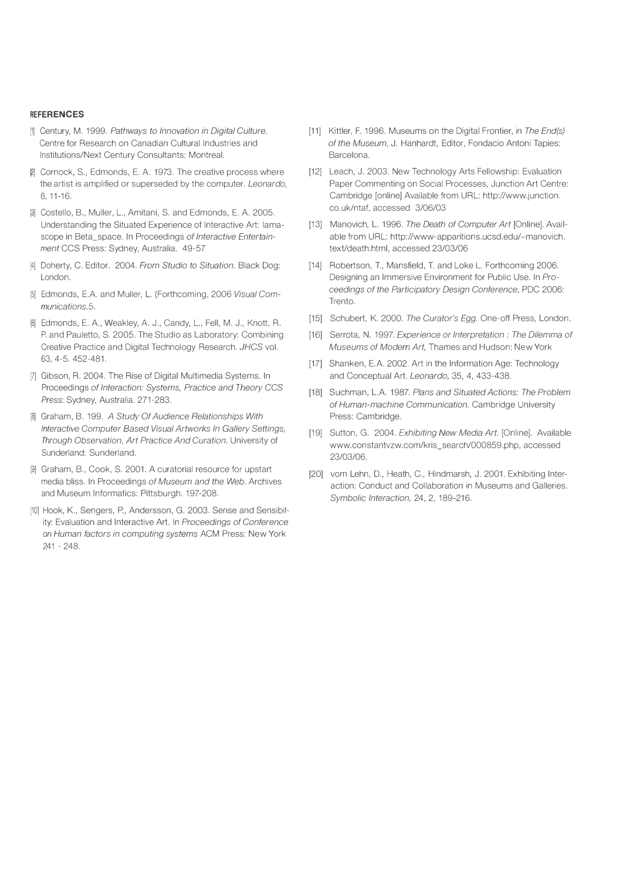## REFERENCES

[1] Century, M. 1999. *Pathways to Innovation in Digital Culture.* Centre for Research on Canadian Cultural Industries and Institutions/Next Century Consultants: Montreal.

[2] Cornock, S., Edmonds, E. A. 1973. The creative process where the artist is amplified or superseded by the computer. *Leonardo*, 6, 11-16.

[3] Costello, B., Muller, L., Amitani, S. and Edmonds, E. A. 2005. Understanding the Situated Experience of Interactive Art: Iamascope in Beta_space. In Proceedings *of Interactive Entertainment* CCS Press: Sydney, Australia. 49-57

[4] Doherty, C. Editor. 2004. *From Studio to Situation.* Black Dog: London.

[5] Edmonds, E.A. and Muller, L. (Forthcoming, 2006 *Visual Communications*.5.

[6] Edmonds, E. A., Weakley, A. J., Candy, L., Fell, M. J., Knott, R. P. and Pauletto, S. 2005. The Studio as Laboratory: Combining Creative Practice and Digital Technology Research. *JHCS* vol. 63, 4-5. 452-481.

[7] Gibson, R. 2004. The Rise of Digital Multimedia Systems. In Proceedings *of Interaction: Systems, Practice and Theory CCS Press*: Sydney, Australia. 271-283.

[8] Graham, B. 199. *A Study Of Audience Relationships With Interactive Computer Based Visual Artworks In Gallery Settings, Through Observation, Art Practice And Curation.* University of Sunderland: Sunderland.

[9] Graham, B., Cook, S. 2001. A curatorial resource for upstart media bliss. In Proceedings *of Museum and the Web.* Archives and Museum Informatics: Pittsburgh. 197-208.

[10] Hook, K., Sengers, P., Andersson, G. 2003. Sense and Sensibility: Evaluation and Interactive Art. In *Proceedings of Conference on Human factors in computing systems* ACM Press: New York 241 - 248.

[11] Kittler, F. 1996. Museums on the Digital Frontier, in *The End(s) of the Museum*, J. Hanhardt, Editor, Fondacio Antoni Tapies: Barcelona.

[12] Leach, J. 2003. New Technology Arts Fellowship: Evaluation Paper Commenting on Social Processes, Junction Art Centre: Cambridge [online] Available from URL: http://www.junction.co.uk/ntaf, accessed 3/06/03

[13] Manovich, L. 1996. *The Death of Computer Art* [Online]. Available from URL: http://www-apparitions.ucsd.edu/~manovich.text/death.html, accessed 23/03/06

[14] Robertson, T., Mansfield, T. and Loke L. Forthcoming 2006. Designing an Immersive Environment for Public Use. In *Proceedings of the Participatory Design Conference*, PDC 2006: Trento.

[15] Schubert, K. 2000. *The Curator's Egg.* One-off Press, London.

[16] Serrota, N. 1997. *Experience or Interpretation : The Dilemma of Museums of Modern Art,* Thames and Hudson: New York

[17] Shanken, E.A. 2002. Art in the Information Age: Technology and Conceptual Art. *Leonardo*, 35, 4, 433-438.

[18] Suchman, L.A. 1987. *Plans and Situated Actions: The Problem of Human-machine Communication.* Cambridge University Press: Cambridge.

[19] Sutton, G. 2004. *Exhibiting New Media Art.* [Online]. Available www.constantvzw.com/kris_search/000859.php, accessed 23/03/06.

[20] vom Lehn, D., Heath, C., Hindmarsh, J. 2001. Exhibiting Interaction: Conduct and Collaboration in Museums and Galleries. *Symbolic Interaction,* 24, 2, 189-216.